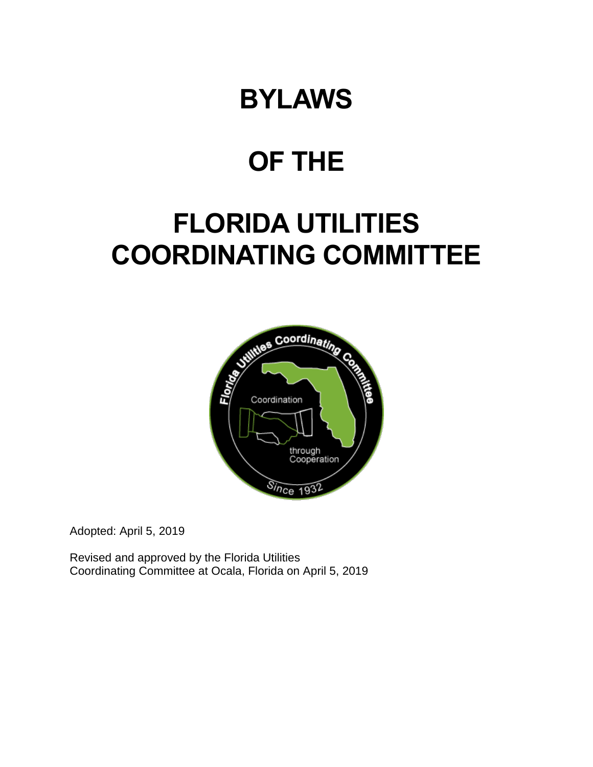# BYLAWS

# OF THE

# FLORIDA UTILITIES COORDINATING COMMITTEE

Adopted: April 5, 2019

Revised and approved by the Florida Utilities Coordinating Committee at Ocala, Florida on April 5, 2019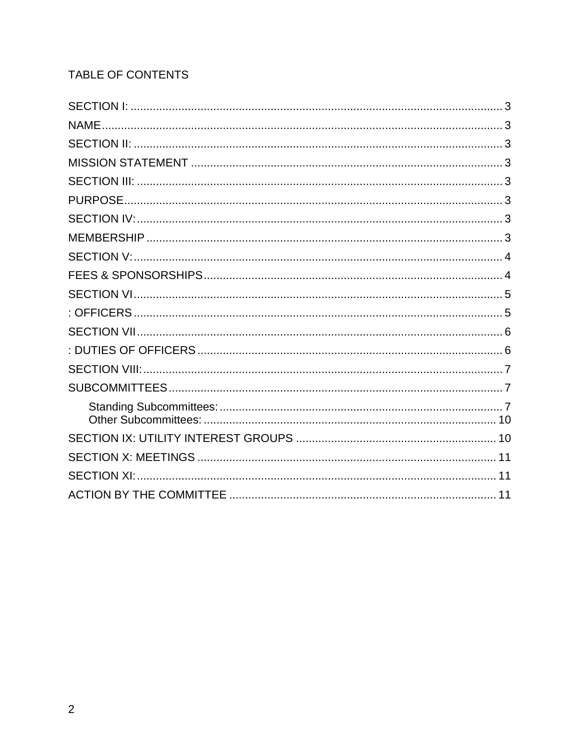TABLE OF CONTENTS

SECTION I: .................................................................................................................... 3
NAME............................................................................................................................ 3
SECTION II: ................................................................................................................... 3
MISSION STATEMENT ................................................................................................. 3
SECTION III: .................................................................................................................. 3
PURPOSE...................................................................................................................... 3
SECTION IV:.................................................................................................................. 3
MEMBERSHIP ............................................................................................................... 3
SECTION V:................................................................................................................... 4
FEES & SPONSORSHIPS............................................................................................. 4
SECTION VI................................................................................................................... 5
: OFFICERS................................................................................................................... 5
SECTION VII.................................................................................................................. 6
: DUTIES OF OFFICERS............................................................................................... 6
SECTION VIII:................................................................................................................ 7
SUBCOMMITTEES........................................................................................................ 7
  Standing Subcommittees:........................................................................................ 7
  Other Subcommittees: ........................................................................................... 10
SECTION IX: UTILITY INTEREST GROUPS .............................................................. 10
SECTION X: MEETINGS ............................................................................................. 11
SECTION XI:................................................................................................................ 11
ACTION BY THE COMMITTEE ................................................................................... 11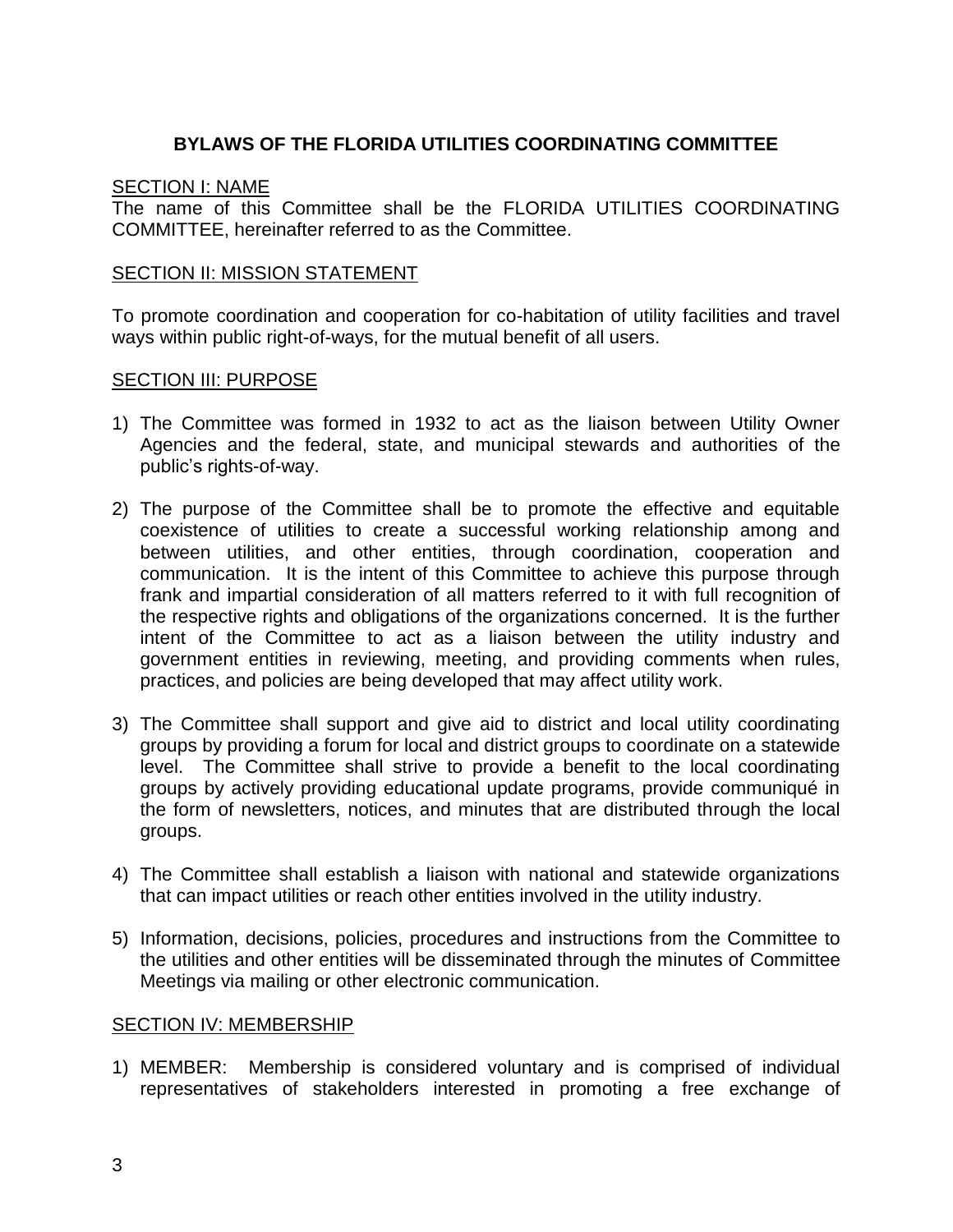# BYLAWS OF THE FLORIDA UTILITIES COORDINATING COMMITTEE

## SECTION I: NAME

The name of this Committee shall be the FLORIDA UTILITIES COORDINATING COMMITTEE, hereinafter referred to as the Committee.

## SECTION II: MISSION STATEMENT

To promote coordination and cooperation for co-habitation of utility facilities and travel ways within public right-of-ways, for the mutual benefit of all users.

## SECTION III: PURPOSE

1) The Committee was formed in 1932 to act as the liaison between Utility Owner Agencies and the federal, state, and municipal stewards and authorities of the public's rights-of-way.

2) The purpose of the Committee shall be to promote the effective and equitable coexistence of utilities to create a successful working relationship among and between utilities, and other entities, through coordination, cooperation and communication. It is the intent of this Committee to achieve this purpose through frank and impartial consideration of all matters referred to it with full recognition of the respective rights and obligations of the organizations concerned. It is the further intent of the Committee to act as a liaison between the utility industry and government entities in reviewing, meeting, and providing comments when rules, practices, and policies are being developed that may affect utility work.

3) The Committee shall support and give aid to district and local utility coordinating groups by providing a forum for local and district groups to coordinate on a statewide level. The Committee shall strive to provide a benefit to the local coordinating groups by actively providing educational update programs, provide communiqué in the form of newsletters, notices, and minutes that are distributed through the local groups.

4) The Committee shall establish a liaison with national and statewide organizations that can impact utilities or reach other entities involved in the utility industry.

5) Information, decisions, policies, procedures and instructions from the Committee to the utilities and other entities will be disseminated through the minutes of Committee Meetings via mailing or other electronic communication.

## SECTION IV: MEMBERSHIP

1) MEMBER: Membership is considered voluntary and is comprised of individual representatives of stakeholders interested in promoting a free exchange of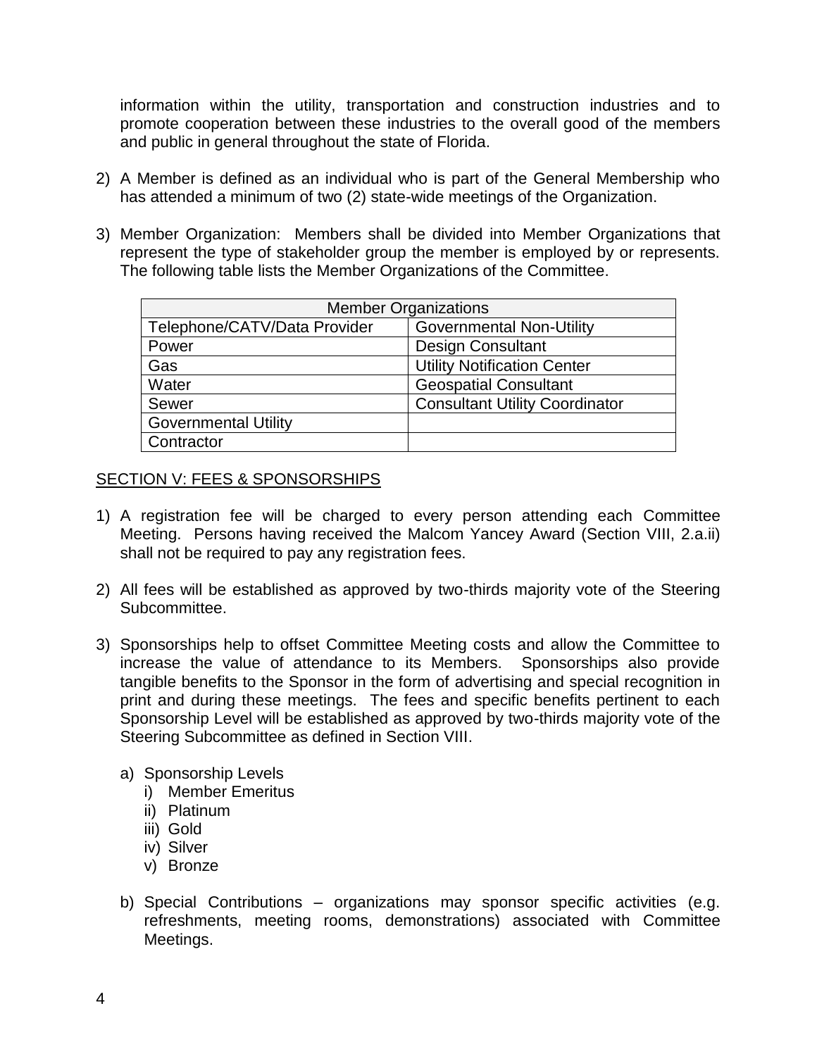information within the utility, transportation and construction industries and to promote cooperation between these industries to the overall good of the members and public in general throughout the state of Florida.

2) A Member is defined as an individual who is part of the General Membership who has attended a minimum of two (2) state-wide meetings of the Organization.

3) Member Organization: Members shall be divided into Member Organizations that represent the type of stakeholder group the member is employed by or represents. The following table lists the Member Organizations of the Committee.

| Member Organizations | |
|---|---|
| Telephone/CATV/Data Provider | Governmental Non-Utility |
| Power | Design Consultant |
| Gas | Utility Notification Center |
| Water | Geospatial Consultant |
| Sewer | Consultant Utility Coordinator |
| Governmental Utility | |
| Contractor | |

## SECTION V: FEES & SPONSORSHIPS

1) A registration fee will be charged to every person attending each Committee Meeting. Persons having received the Malcom Yancey Award (Section VIII, 2.a.ii) shall not be required to pay any registration fees.

2) All fees will be established as approved by two-thirds majority vote of the Steering Subcommittee.

3) Sponsorships help to offset Committee Meeting costs and allow the Committee to increase the value of attendance to its Members. Sponsorships also provide tangible benefits to the Sponsor in the form of advertising and special recognition in print and during these meetings. The fees and specific benefits pertinent to each Sponsorship Level will be established as approved by two-thirds majority vote of the Steering Subcommittee as defined in Section VIII.

   a) Sponsorship Levels
      i) Member Emeritus
      ii) Platinum
      iii) Gold
      iv) Silver
      v) Bronze

   b) Special Contributions – organizations may sponsor specific activities (e.g. refreshments, meeting rooms, demonstrations) associated with Committee Meetings.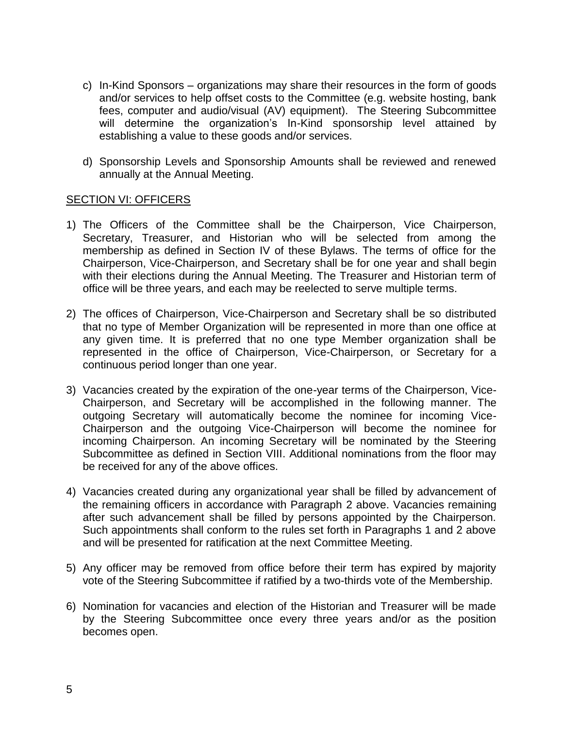c) In-Kind Sponsors – organizations may share their resources in the form of goods and/or services to help offset costs to the Committee (e.g. website hosting, bank fees, computer and audio/visual (AV) equipment). The Steering Subcommittee will determine the organization's In-Kind sponsorship level attained by establishing a value to these goods and/or services.

d) Sponsorship Levels and Sponsorship Amounts shall be reviewed and renewed annually at the Annual Meeting.

## SECTION VI: OFFICERS

1) The Officers of the Committee shall be the Chairperson, Vice Chairperson, Secretary, Treasurer, and Historian who will be selected from among the membership as defined in Section IV of these Bylaws. The terms of office for the Chairperson, Vice-Chairperson, and Secretary shall be for one year and shall begin with their elections during the Annual Meeting. The Treasurer and Historian term of office will be three years, and each may be reelected to serve multiple terms.

2) The offices of Chairperson, Vice-Chairperson and Secretary shall be so distributed that no type of Member Organization will be represented in more than one office at any given time. It is preferred that no one type Member organization shall be represented in the office of Chairperson, Vice-Chairperson, or Secretary for a continuous period longer than one year.

3) Vacancies created by the expiration of the one-year terms of the Chairperson, Vice-Chairperson, and Secretary will be accomplished in the following manner. The outgoing Secretary will automatically become the nominee for incoming Vice-Chairperson and the outgoing Vice-Chairperson will become the nominee for incoming Chairperson. An incoming Secretary will be nominated by the Steering Subcommittee as defined in Section VIII. Additional nominations from the floor may be received for any of the above offices.

4) Vacancies created during any organizational year shall be filled by advancement of the remaining officers in accordance with Paragraph 2 above. Vacancies remaining after such advancement shall be filled by persons appointed by the Chairperson. Such appointments shall conform to the rules set forth in Paragraphs 1 and 2 above and will be presented for ratification at the next Committee Meeting.

5) Any officer may be removed from office before their term has expired by majority vote of the Steering Subcommittee if ratified by a two-thirds vote of the Membership.

6) Nomination for vacancies and election of the Historian and Treasurer will be made by the Steering Subcommittee once every three years and/or as the position becomes open.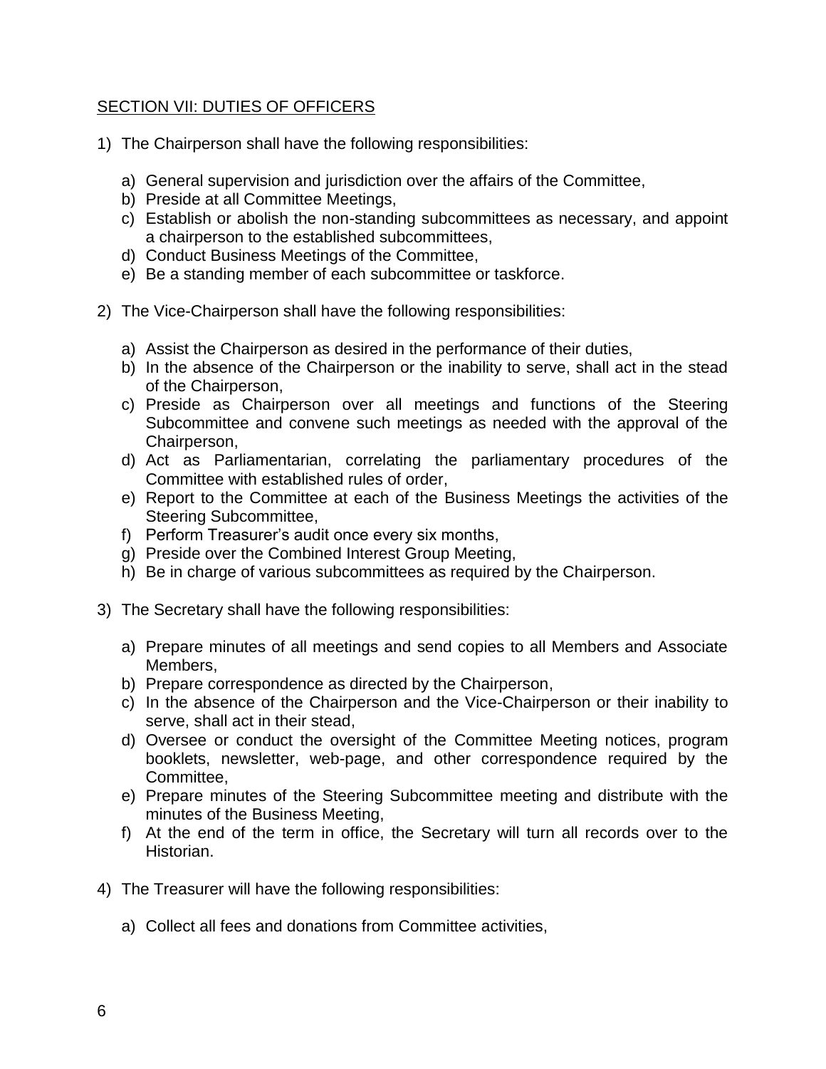## SECTION VII: DUTIES OF OFFICERS

1) The Chairperson shall have the following responsibilities:

   a) General supervision and jurisdiction over the affairs of the Committee,
   b) Preside at all Committee Meetings,
   c) Establish or abolish the non-standing subcommittees as necessary, and appoint a chairperson to the established subcommittees,
   d) Conduct Business Meetings of the Committee,
   e) Be a standing member of each subcommittee or taskforce.

2) The Vice-Chairperson shall have the following responsibilities:

   a) Assist the Chairperson as desired in the performance of their duties,
   b) In the absence of the Chairperson or the inability to serve, shall act in the stead of the Chairperson,
   c) Preside as Chairperson over all meetings and functions of the Steering Subcommittee and convene such meetings as needed with the approval of the Chairperson,
   d) Act as Parliamentarian, correlating the parliamentary procedures of the Committee with established rules of order,
   e) Report to the Committee at each of the Business Meetings the activities of the Steering Subcommittee,
   f) Perform Treasurer's audit once every six months,
   g) Preside over the Combined Interest Group Meeting,
   h) Be in charge of various subcommittees as required by the Chairperson.

3) The Secretary shall have the following responsibilities:

   a) Prepare minutes of all meetings and send copies to all Members and Associate Members,
   b) Prepare correspondence as directed by the Chairperson,
   c) In the absence of the Chairperson and the Vice-Chairperson or their inability to serve, shall act in their stead,
   d) Oversee or conduct the oversight of the Committee Meeting notices, program booklets, newsletter, web-page, and other correspondence required by the Committee,
   e) Prepare minutes of the Steering Subcommittee meeting and distribute with the minutes of the Business Meeting,
   f) At the end of the term in office, the Secretary will turn all records over to the Historian.

4) The Treasurer will have the following responsibilities:

   a) Collect all fees and donations from Committee activities,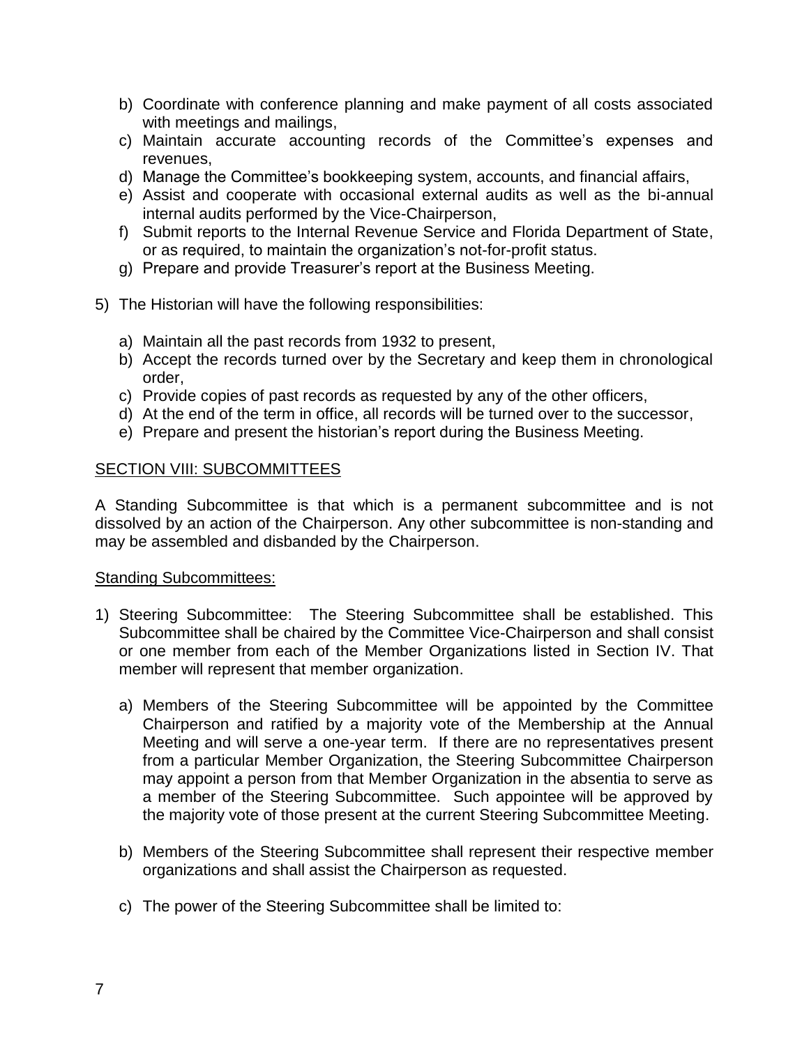b) Coordinate with conference planning and make payment of all costs associated with meetings and mailings,
c) Maintain accurate accounting records of the Committee's expenses and revenues,
d) Manage the Committee's bookkeeping system, accounts, and financial affairs,
e) Assist and cooperate with occasional external audits as well as the bi-annual internal audits performed by the Vice-Chairperson,
f) Submit reports to the Internal Revenue Service and Florida Department of State, or as required, to maintain the organization's not-for-profit status.
g) Prepare and provide Treasurer's report at the Business Meeting.

5) The Historian will have the following responsibilities:

   a) Maintain all the past records from 1932 to present,
   b) Accept the records turned over by the Secretary and keep them in chronological order,
   c) Provide copies of past records as requested by any of the other officers,
   d) At the end of the term in office, all records will be turned over to the successor,
   e) Prepare and present the historian's report during the Business Meeting.

## SECTION VIII: SUBCOMMITTEES

A Standing Subcommittee is that which is a permanent subcommittee and is not dissolved by an action of the Chairperson. Any other subcommittee is non-standing and may be assembled and disbanded by the Chairperson.

Standing Subcommittees:

1) Steering Subcommittee: The Steering Subcommittee shall be established. This Subcommittee shall be chaired by the Committee Vice-Chairperson and shall consist or one member from each of the Member Organizations listed in Section IV. That member will represent that member organization.

   a) Members of the Steering Subcommittee will be appointed by the Committee Chairperson and ratified by a majority vote of the Membership at the Annual Meeting and will serve a one-year term. If there are no representatives present from a particular Member Organization, the Steering Subcommittee Chairperson may appoint a person from that Member Organization in the absentia to serve as a member of the Steering Subcommittee. Such appointee will be approved by the majority vote of those present at the current Steering Subcommittee Meeting.

   b) Members of the Steering Subcommittee shall represent their respective member organizations and shall assist the Chairperson as requested.

   c) The power of the Steering Subcommittee shall be limited to: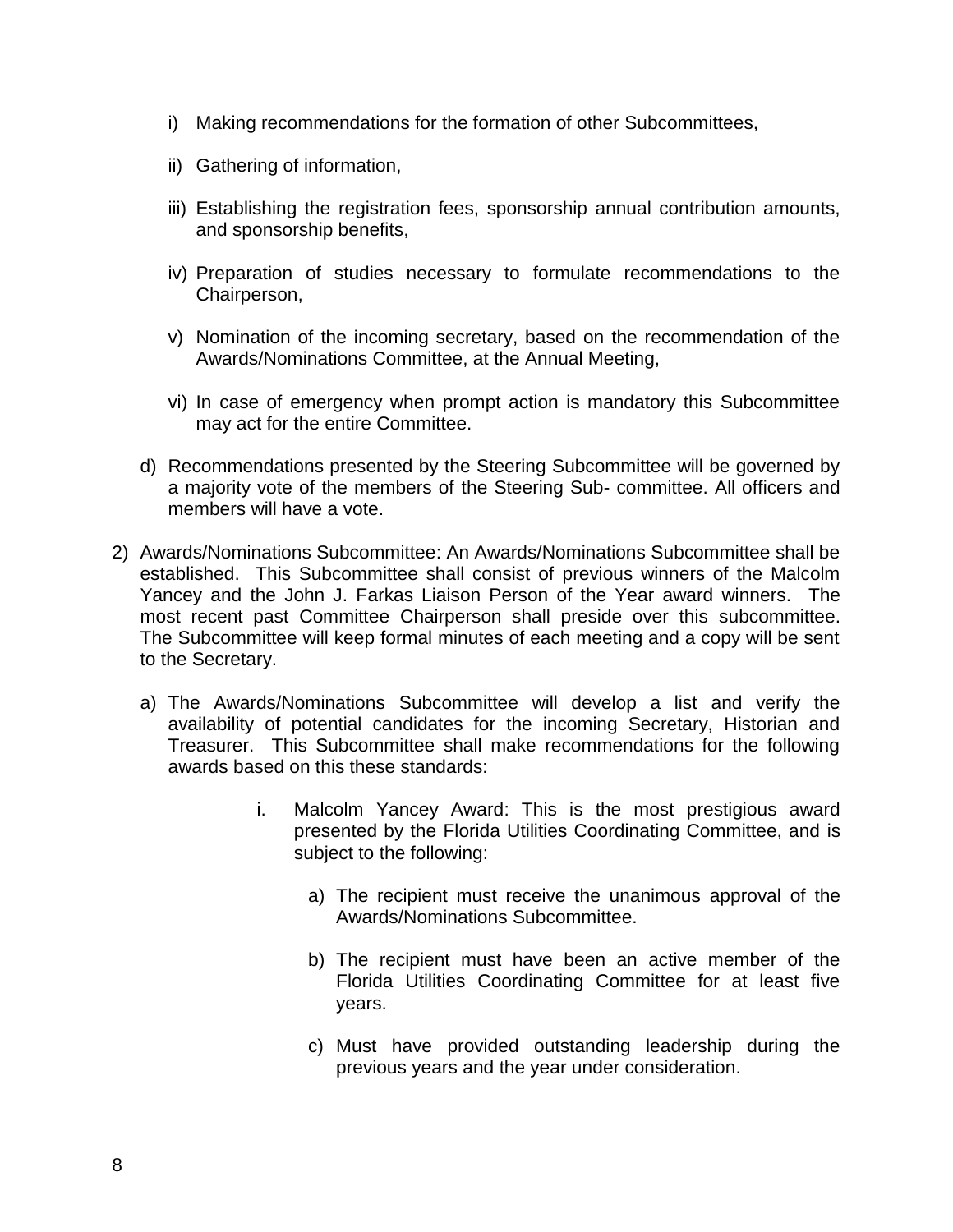i) Making recommendations for the formation of other Subcommittees,

ii) Gathering of information,

iii) Establishing the registration fees, sponsorship annual contribution amounts, and sponsorship benefits,

iv) Preparation of studies necessary to formulate recommendations to the Chairperson,

v) Nomination of the incoming secretary, based on the recommendation of the Awards/Nominations Committee, at the Annual Meeting,

vi) In case of emergency when prompt action is mandatory this Subcommittee may act for the entire Committee.

d) Recommendations presented by the Steering Subcommittee will be governed by a majority vote of the members of the Steering Sub- committee. All officers and members will have a vote.

2) Awards/Nominations Subcommittee: An Awards/Nominations Subcommittee shall be established. This Subcommittee shall consist of previous winners of the Malcolm Yancey and the John J. Farkas Liaison Person of the Year award winners. The most recent past Committee Chairperson shall preside over this subcommittee. The Subcommittee will keep formal minutes of each meeting and a copy will be sent to the Secretary.

   a) The Awards/Nominations Subcommittee will develop a list and verify the availability of potential candidates for the incoming Secretary, Historian and Treasurer. This Subcommittee shall make recommendations for the following awards based on this these standards:

      i. Malcolm Yancey Award: This is the most prestigious award presented by the Florida Utilities Coordinating Committee, and is subject to the following:

         a) The recipient must receive the unanimous approval of the Awards/Nominations Subcommittee.

         b) The recipient must have been an active member of the Florida Utilities Coordinating Committee for at least five years.

         c) Must have provided outstanding leadership during the previous years and the year under consideration.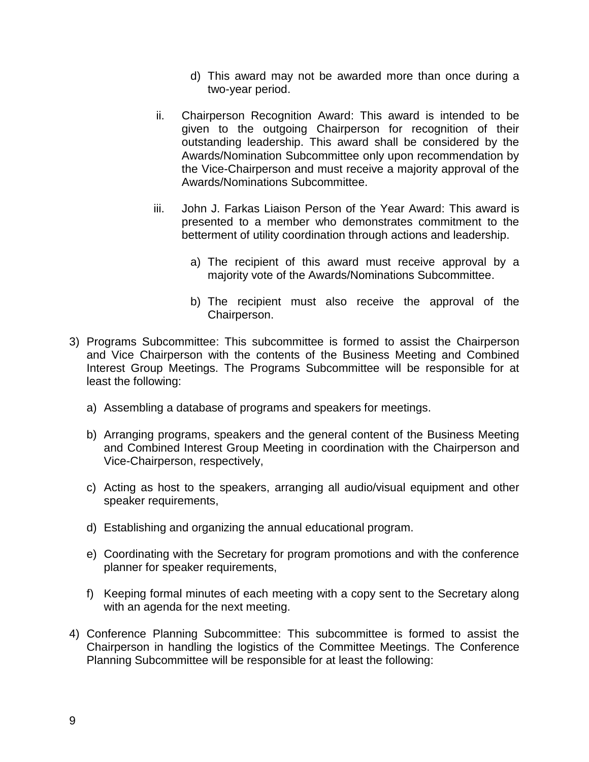d) This award may not be awarded more than once during a two-year period.

ii. Chairperson Recognition Award: This award is intended to be given to the outgoing Chairperson for recognition of their outstanding leadership. This award shall be considered by the Awards/Nomination Subcommittee only upon recommendation by the Vice-Chairperson and must receive a majority approval of the Awards/Nominations Subcommittee.

iii. John J. Farkas Liaison Person of the Year Award: This award is presented to a member who demonstrates commitment to the betterment of utility coordination through actions and leadership.

a) The recipient of this award must receive approval by a majority vote of the Awards/Nominations Subcommittee.

b) The recipient must also receive the approval of the Chairperson.

3) Programs Subcommittee: This subcommittee is formed to assist the Chairperson and Vice Chairperson with the contents of the Business Meeting and Combined Interest Group Meetings. The Programs Subcommittee will be responsible for at least the following:

a) Assembling a database of programs and speakers for meetings.

b) Arranging programs, speakers and the general content of the Business Meeting and Combined Interest Group Meeting in coordination with the Chairperson and Vice-Chairperson, respectively,

c) Acting as host to the speakers, arranging all audio/visual equipment and other speaker requirements,

d) Establishing and organizing the annual educational program.

e) Coordinating with the Secretary for program promotions and with the conference planner for speaker requirements,

f) Keeping formal minutes of each meeting with a copy sent to the Secretary along with an agenda for the next meeting.

4) Conference Planning Subcommittee: This subcommittee is formed to assist the Chairperson in handling the logistics of the Committee Meetings. The Conference Planning Subcommittee will be responsible for at least the following: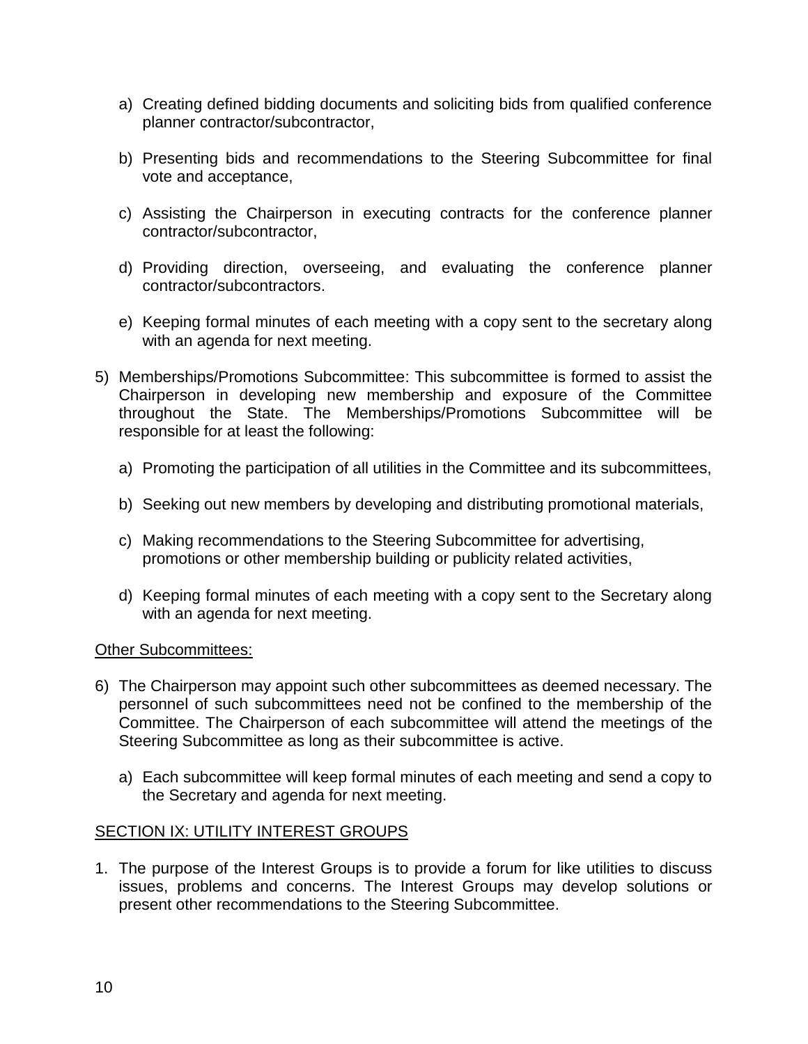a) Creating defined bidding documents and soliciting bids from qualified conference planner contractor/subcontractor,

b) Presenting bids and recommendations to the Steering Subcommittee for final vote and acceptance,

c) Assisting the Chairperson in executing contracts for the conference planner contractor/subcontractor,

d) Providing direction, overseeing, and evaluating the conference planner contractor/subcontractors.

e) Keeping formal minutes of each meeting with a copy sent to the secretary along with an agenda for next meeting.

5) Memberships/Promotions Subcommittee: This subcommittee is formed to assist the Chairperson in developing new membership and exposure of the Committee throughout the State. The Memberships/Promotions Subcommittee will be responsible for at least the following:

   a) Promoting the participation of all utilities in the Committee and its subcommittees,

   b) Seeking out new members by developing and distributing promotional materials,

   c) Making recommendations to the Steering Subcommittee for advertising, promotions or other membership building or publicity related activities,

   d) Keeping formal minutes of each meeting with a copy sent to the Secretary along with an agenda for next meeting.

<u>Other Subcommittees:</u>

6) The Chairperson may appoint such other subcommittees as deemed necessary. The personnel of such subcommittees need not be confined to the membership of the Committee. The Chairperson of each subcommittee will attend the meetings of the Steering Subcommittee as long as their subcommittee is active.

   a) Each subcommittee will keep formal minutes of each meeting and send a copy to the Secretary and agenda for next meeting.

## <u>SECTION IX: UTILITY INTEREST GROUPS</u>

1. The purpose of the Interest Groups is to provide a forum for like utilities to discuss issues, problems and concerns. The Interest Groups may develop solutions or present other recommendations to the Steering Subcommittee.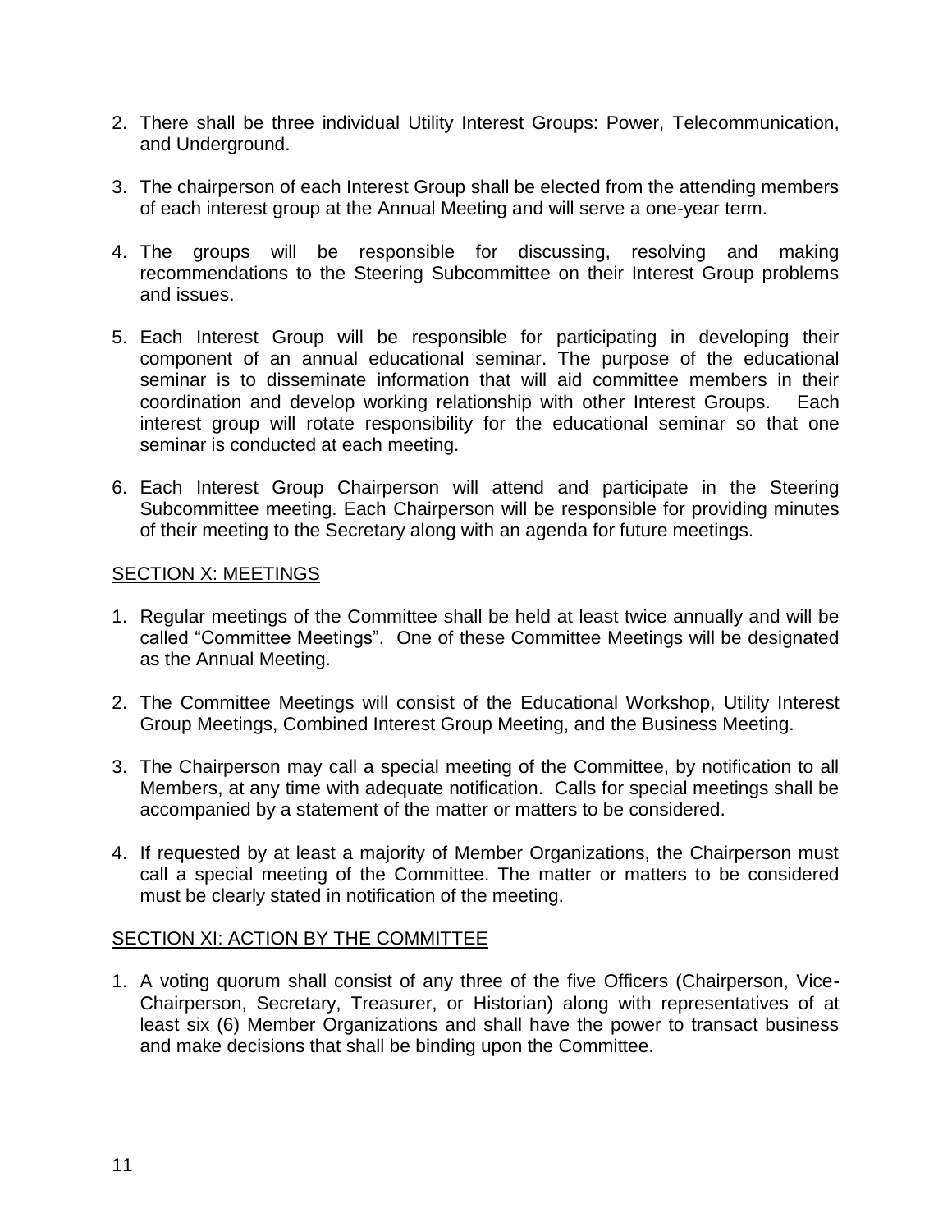2. There shall be three individual Utility Interest Groups: Power, Telecommunication, and Underground.

3. The chairperson of each Interest Group shall be elected from the attending members of each interest group at the Annual Meeting and will serve a one-year term.

4. The groups will be responsible for discussing, resolving and making recommendations to the Steering Subcommittee on their Interest Group problems and issues.

5. Each Interest Group will be responsible for participating in developing their component of an annual educational seminar. The purpose of the educational seminar is to disseminate information that will aid committee members in their coordination and develop working relationship with other Interest Groups. Each interest group will rotate responsibility for the educational seminar so that one seminar is conducted at each meeting.

6. Each Interest Group Chairperson will attend and participate in the Steering Subcommittee meeting. Each Chairperson will be responsible for providing minutes of their meeting to the Secretary along with an agenda for future meetings.

## SECTION X: MEETINGS

1. Regular meetings of the Committee shall be held at least twice annually and will be called "Committee Meetings". One of these Committee Meetings will be designated as the Annual Meeting.

2. The Committee Meetings will consist of the Educational Workshop, Utility Interest Group Meetings, Combined Interest Group Meeting, and the Business Meeting.

3. The Chairperson may call a special meeting of the Committee, by notification to all Members, at any time with adequate notification. Calls for special meetings shall be accompanied by a statement of the matter or matters to be considered.

4. If requested by at least a majority of Member Organizations, the Chairperson must call a special meeting of the Committee. The matter or matters to be considered must be clearly stated in notification of the meeting.

## SECTION XI: ACTION BY THE COMMITTEE

1. A voting quorum shall consist of any three of the five Officers (Chairperson, Vice-Chairperson, Secretary, Treasurer, or Historian) along with representatives of at least six (6) Member Organizations and shall have the power to transact business and make decisions that shall be binding upon the Committee.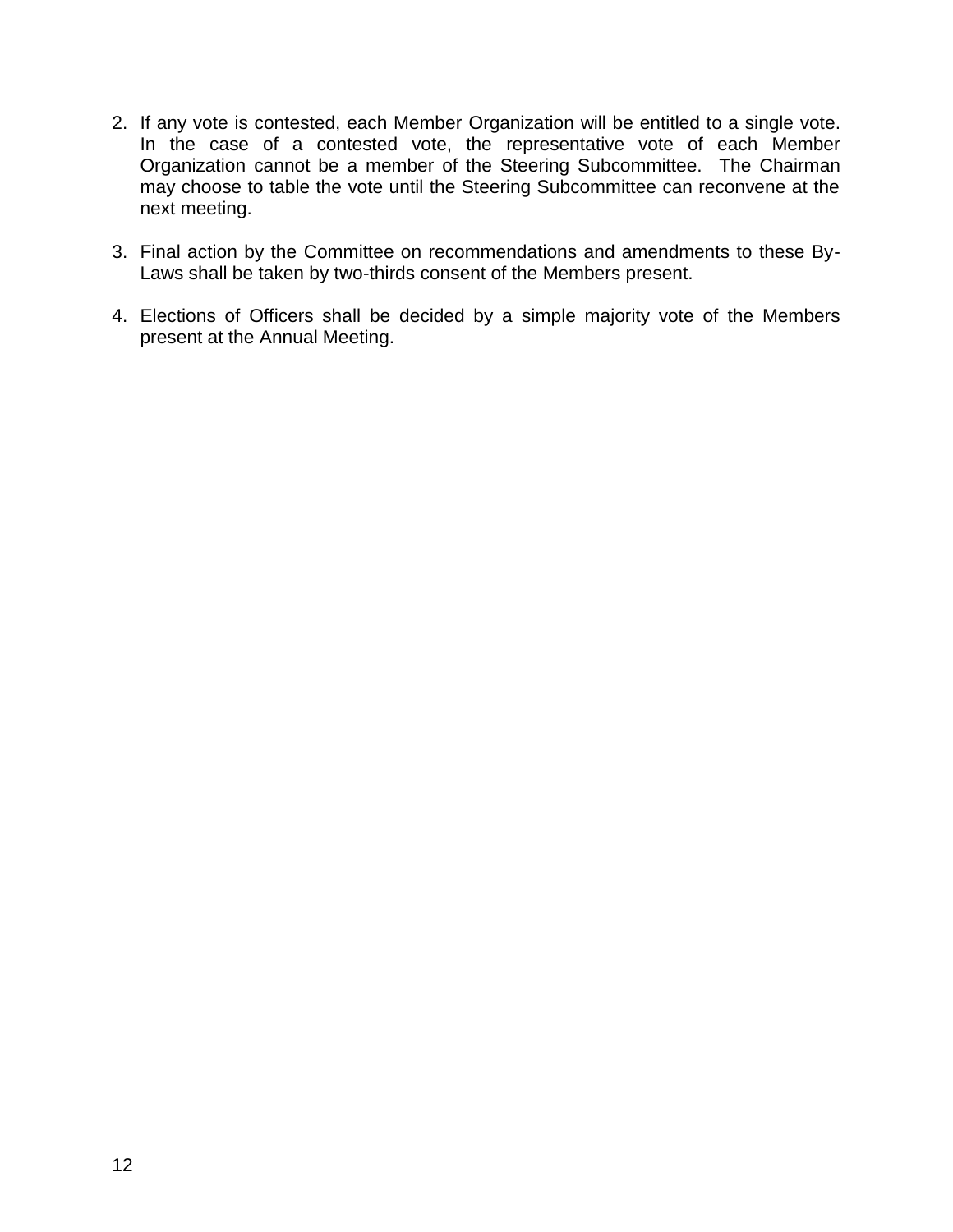2. If any vote is contested, each Member Organization will be entitled to a single vote. In the case of a contested vote, the representative vote of each Member Organization cannot be a member of the Steering Subcommittee. The Chairman may choose to table the vote until the Steering Subcommittee can reconvene at the next meeting.

3. Final action by the Committee on recommendations and amendments to these By-Laws shall be taken by two-thirds consent of the Members present.

4. Elections of Officers shall be decided by a simple majority vote of the Members present at the Annual Meeting.